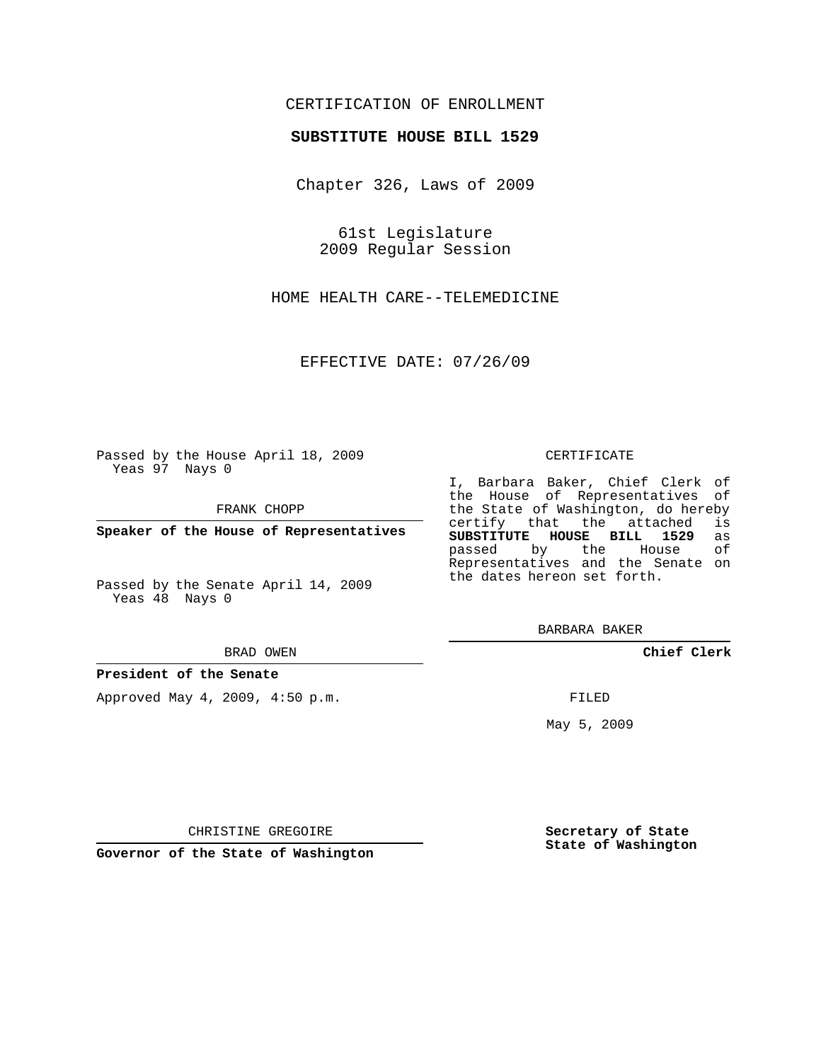CERTIFICATION OF ENROLLMENT

**SUBSTITUTE HOUSE BILL 1529**

Chapter 326, Laws of 2009

61st Legislature
2009 Regular Session

HOME HEALTH CARE--TELEMEDICINE

EFFECTIVE DATE: 07/26/09

Passed by the House April 18, 2009
Yeas 97 Nays 0

FRANK CHOPP

**Speaker of the House of Representatives**

Passed by the Senate April 14, 2009
Yeas 48 Nays 0

BRAD OWEN

**President of the Senate**

Approved May 4, 2009, 4:50 p.m.

CHRISTINE GREGOIRE

**Governor of the State of Washington**

CERTIFICATE

I, Barbara Baker, Chief Clerk of the House of Representatives of the State of Washington, do hereby certify that the attached is **SUBSTITUTE HOUSE BILL 1529** as passed by the House of Representatives and the Senate on the dates hereon set forth.

BARBARA BAKER

**Chief Clerk**

FILED

May 5, 2009

**Secretary of State**
**State of Washington**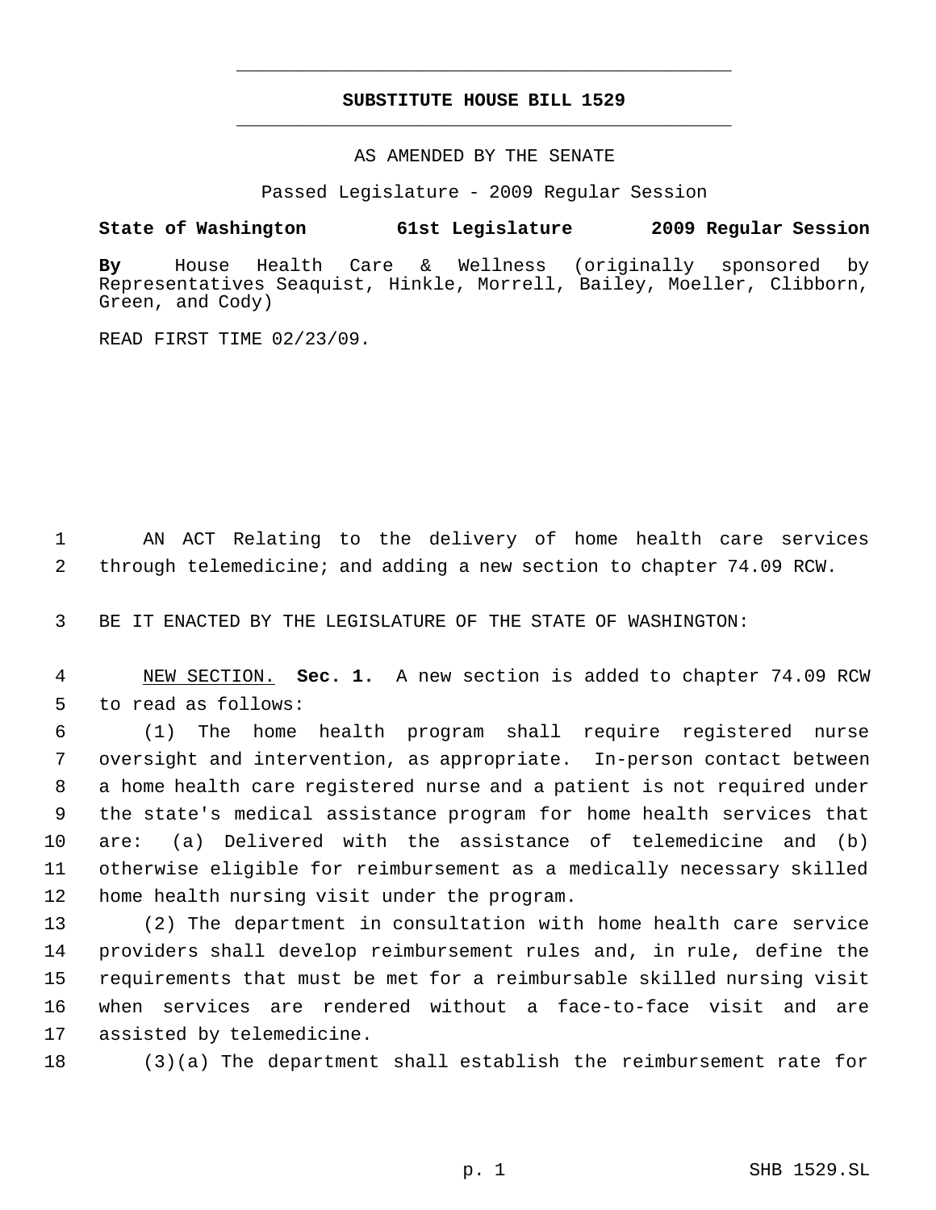**SUBSTITUTE HOUSE BILL 1529**

AS AMENDED BY THE SENATE

Passed Legislature - 2009 Regular Session

**State of Washington 61st Legislature 2009 Regular Session**

**By** House Health Care & Wellness (originally sponsored by Representatives Seaquist, Hinkle, Morrell, Bailey, Moeller, Clibborn, Green, and Cody)

READ FIRST TIME 02/23/09.

AN ACT Relating to the delivery of home health care services through telemedicine; and adding a new section to chapter 74.09 RCW.

BE IT ENACTED BY THE LEGISLATURE OF THE STATE OF WASHINGTON:

NEW SECTION. **Sec. 1.** A new section is added to chapter 74.09 RCW to read as follows:

(1) The home health program shall require registered nurse oversight and intervention, as appropriate. In-person contact between a home health care registered nurse and a patient is not required under the state's medical assistance program for home health services that are: (a) Delivered with the assistance of telemedicine and (b) otherwise eligible for reimbursement as a medically necessary skilled home health nursing visit under the program.

(2) The department in consultation with home health care service providers shall develop reimbursement rules and, in rule, define the requirements that must be met for a reimbursable skilled nursing visit when services are rendered without a face-to-face visit and are assisted by telemedicine.

(3)(a) The department shall establish the reimbursement rate for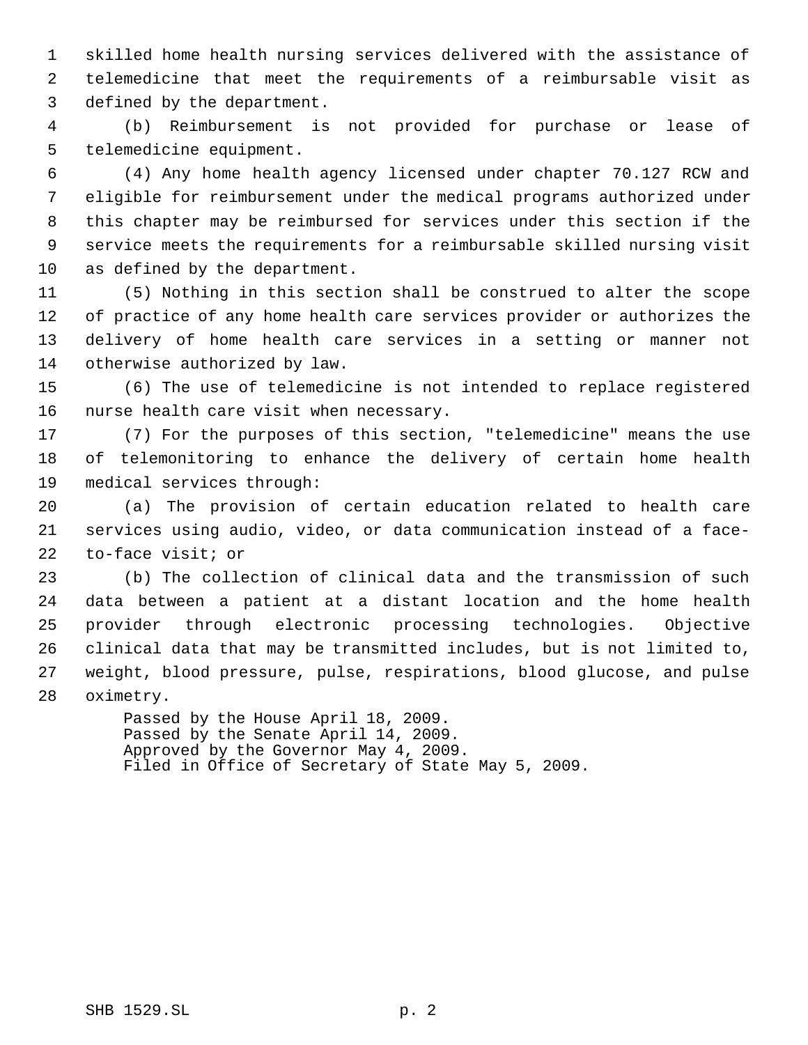skilled home health nursing services delivered with the assistance of telemedicine that meet the requirements of a reimbursable visit as defined by the department.

(b) Reimbursement is not provided for purchase or lease of telemedicine equipment.

(4) Any home health agency licensed under chapter 70.127 RCW and eligible for reimbursement under the medical programs authorized under this chapter may be reimbursed for services under this section if the service meets the requirements for a reimbursable skilled nursing visit as defined by the department.

(5) Nothing in this section shall be construed to alter the scope of practice of any home health care services provider or authorizes the delivery of home health care services in a setting or manner not otherwise authorized by law.

(6) The use of telemedicine is not intended to replace registered nurse health care visit when necessary.

(7) For the purposes of this section, "telemedicine" means the use of telemonitoring to enhance the delivery of certain home health medical services through:

(a) The provision of certain education related to health care services using audio, video, or data communication instead of a face-to-face visit; or

(b) The collection of clinical data and the transmission of such data between a patient at a distant location and the home health provider through electronic processing technologies. Objective clinical data that may be transmitted includes, but is not limited to, weight, blood pressure, pulse, respirations, blood glucose, and pulse oximetry.

Passed by the House April 18, 2009.
Passed by the Senate April 14, 2009.
Approved by the Governor May 4, 2009.
Filed in Office of Secretary of State May 5, 2009.